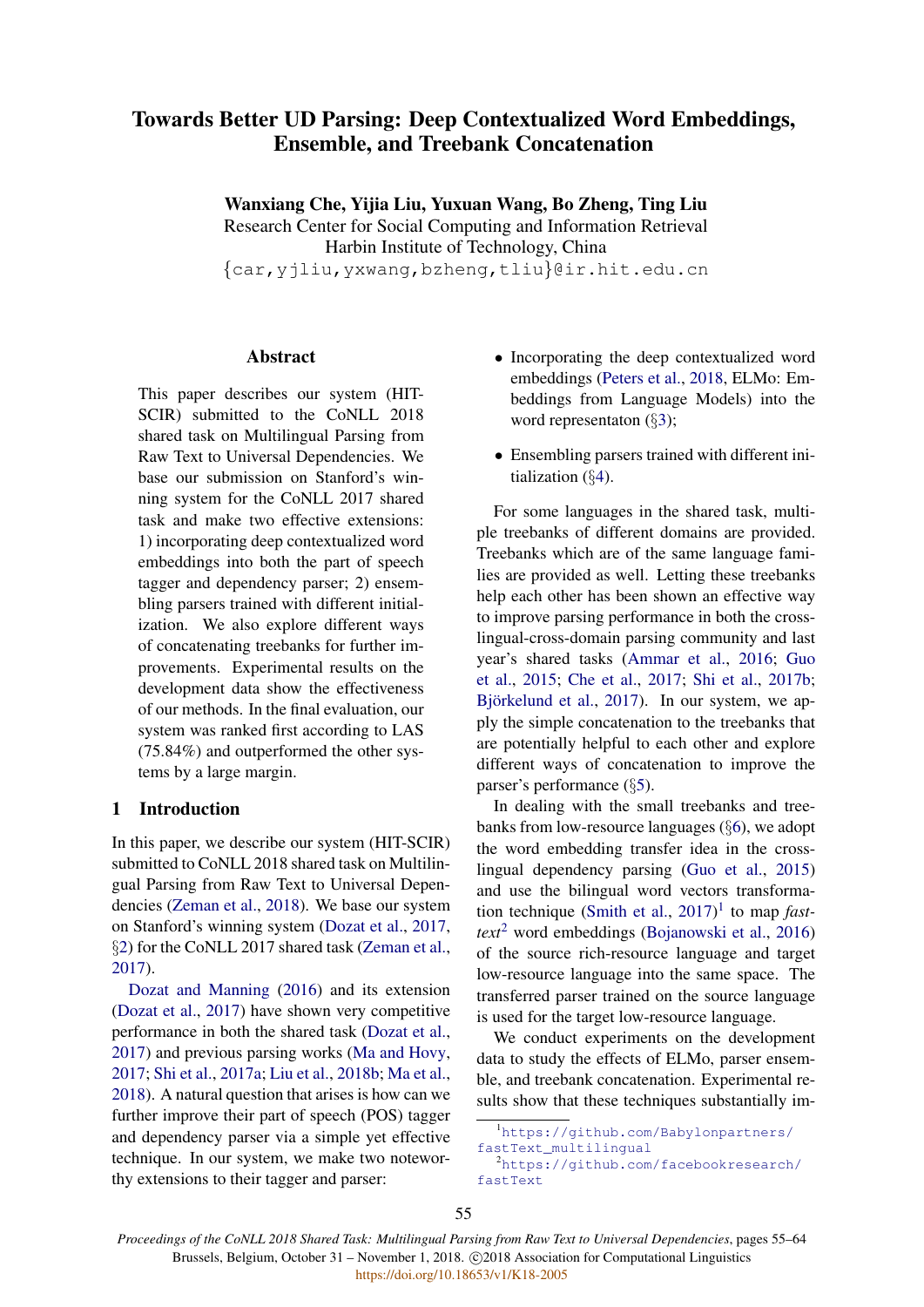# Towards Better UD Parsing: Deep Contextualized Word Embeddings, Ensemble, and Treebank Concatenation

**Wanxiang Che, Yijia Liu, Yuxuan Wang, Bo Zheng, Ting Liu**
Research Center for Social Computing and Information Retrieval
Harbin Institute of Technology, China
{car,yjliu,yxwang,bzheng,tliu}@ir.hit.edu.cn

## Abstract

This paper describes our system (HIT-SCIR) submitted to the CoNLL 2018 shared task on Multilingual Parsing from Raw Text to Universal Dependencies. We base our submission on Stanford's winning system for the CoNLL 2017 shared task and make two effective extensions: 1) incorporating deep contextualized word embeddings into both the part of speech tagger and dependency parser; 2) ensembling parsers trained with different initialization. We also explore different ways of concatenating treebanks for further improvements. Experimental results on the development data show the effectiveness of our methods. In the final evaluation, our system was ranked first according to LAS (75.84%) and outperformed the other systems by a large margin.

## 1 Introduction

In this paper, we describe our system (HIT-SCIR) submitted to CoNLL 2018 shared task on Multilingual Parsing from Raw Text to Universal Dependencies (Zeman et al., 2018). We base our system on Stanford's winning system (Dozat et al., 2017, §2) for the CoNLL 2017 shared task (Zeman et al., 2017).

Dozat and Manning (2016) and its extension (Dozat et al., 2017) have shown very competitive performance in both the shared task (Dozat et al., 2017) and previous parsing works (Ma and Hovy, 2017; Shi et al., 2017a; Liu et al., 2018b; Ma et al., 2018). A natural question that arises is how can we further improve their part of speech (POS) tagger and dependency parser via a simple yet effective technique. In our system, we make two noteworthy extensions to their tagger and parser:

- Incorporating the deep contextualized word embeddings (Peters et al., 2018, ELMo: Embeddings from Language Models) into the word representaton (§3);
- Ensembling parsers trained with different initialization (§4).

For some languages in the shared task, multiple treebanks of different domains are provided. Treebanks which are of the same language families are provided as well. Letting these treebanks help each other has been shown an effective way to improve parsing performance in both the cross-lingual-cross-domain parsing community and last year's shared tasks (Ammar et al., 2016; Guo et al., 2015; Che et al., 2017; Shi et al., 2017b; Björkelund et al., 2017). In our system, we apply the simple concatenation to the treebanks that are potentially helpful to each other and explore different ways of concatenation to improve the parser's performance (§5).

In dealing with the small treebanks and treebanks from low-resource languages (§6), we adopt the word embedding transfer idea in the cross-lingual dependency parsing (Guo et al., 2015) and use the bilingual word vectors transformation technique (Smith et al., 2017)[1] to map *fast-text*[2] word embeddings (Bojanowski et al., 2016) of the source rich-resource language and target low-resource language into the same space. The transferred parser trained on the source language is used for the target low-resource language.

We conduct experiments on the development data to study the effects of ELMo, parser ensemble, and treebank concatenation. Experimental results show that these techniques substantially im-

[1] https://github.com/Babylonpartners/fastText_multilingual

[2] https://github.com/facebookresearch/fastText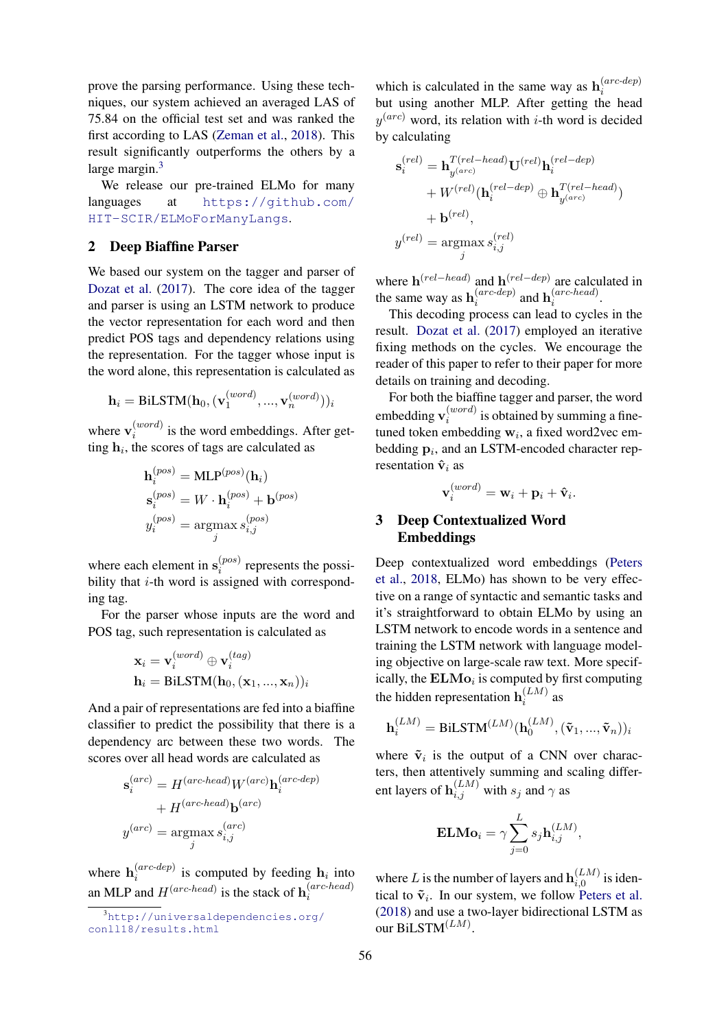prove the parsing performance. Using these techniques, our system achieved an averaged LAS of 75.84 on the official test set and was ranked the first according to LAS (Zeman et al., 2018). This result significantly outperforms the others by a large margin.[3]

We release our pre-trained ELMo for many languages at https://github.com/HIT-SCIR/ELMoForManyLangs.

## 2 Deep Biaffine Parser

We based our system on the tagger and parser of Dozat et al. (2017). The core idea of the tagger and parser is using an LSTM network to produce the vector representation for each word and then predict POS tags and dependency relations using the representation. For the tagger whose input is the word alone, this representation is calculated as

$$\mathbf{h}_i = \text{BiLSTM}(\mathbf{h}_0, (\mathbf{v}_1^{(word)}, ..., \mathbf{v}_n^{(word)}))_i$$

where $\mathbf{v}_i^{(word)}$ is the word embeddings. After getting $\mathbf{h}_i$, the scores of tags are calculated as

$$\mathbf{h}_i^{(pos)} = \text{MLP}^{(pos)}(\mathbf{h}_i)$$
$$\mathbf{s}_i^{(pos)} = W \cdot \mathbf{h}_i^{(pos)} + \mathbf{b}^{(pos)}$$
$$y_i^{(pos)} = \underset{j}{\text{argmax}}\, s_{i,j}^{(pos)}$$

where each element in $\mathbf{s}_i^{(pos)}$ represents the possibility that $i$-th word is assigned with corresponding tag.

For the parser whose inputs are the word and POS tag, such representation is calculated as

$$\mathbf{x}_i = \mathbf{v}_i^{(word)} \oplus \mathbf{v}_i^{(tag)}$$
$$\mathbf{h}_i = \text{BiLSTM}(\mathbf{h}_0, (\mathbf{x}_1, ..., \mathbf{x}_n))_i$$

And a pair of representations are fed into a biaffine classifier to predict the possibility that there is a dependency arc between these two words. The scores over all head words are calculated as

$$\mathbf{s}_i^{(arc)} = H^{(arc\text{-}head)} W^{(arc)} \mathbf{h}_i^{(arc\text{-}dep)} + H^{(arc\text{-}head)} \mathbf{b}^{(arc)}$$
$$y^{(arc)} = \underset{j}{\text{argmax}}\, s_{i,j}^{(arc)}$$

where $\mathbf{h}_i^{(arc\text{-}dep)}$ is computed by feeding $\mathbf{h}_i$ into an MLP and $H^{(arc\text{-}head)}$ is the stack of $\mathbf{h}_i^{(arc\text{-}head)}$ which is calculated in the same way as $\mathbf{h}_i^{(arc\text{-}dep)}$ but using another MLP. After getting the head $y^{(arc)}$ word, its relation with $i$-th word is decided by calculating

$$\mathbf{s}_i^{(rel)} = \mathbf{h}_{y^{(arc)}}^{T(rel-head)} \mathbf{U}^{(rel)} \mathbf{h}_i^{(rel-dep)} + W^{(rel)}(\mathbf{h}_i^{(rel-dep)} \oplus \mathbf{h}_{y^{(arc)}}^{T(rel-head)}) + \mathbf{b}^{(rel)},$$
$$y^{(rel)} = \underset{j}{\text{argmax}}\, s_{i,j}^{(rel)}$$

where $\mathbf{h}^{(rel-head)}$ and $\mathbf{h}^{(rel-dep)}$ are calculated in the same way as $\mathbf{h}_i^{(arc\text{-}dep)}$ and $\mathbf{h}_i^{(arc\text{-}head)}$.

This decoding process can lead to cycles in the result. Dozat et al. (2017) employed an iterative fixing methods on the cycles. We encourage the reader of this paper to refer to their paper for more details on training and decoding.

For both the biaffine tagger and parser, the word embedding $\mathbf{v}_i^{(word)}$ is obtained by summing a fine-tuned token embedding $\mathbf{w}_i$, a fixed word2vec embedding $\mathbf{p}_i$, and an LSTM-encoded character representation $\hat{\mathbf{v}}_i$ as

$$\mathbf{v}_i^{(word)} = \mathbf{w}_i + \mathbf{p}_i + \hat{\mathbf{v}}_i.$$

## 3 Deep Contextualized Word Embeddings

Deep contextualized word embeddings (Peters et al., 2018, ELMo) has shown to be very effective on a range of syntactic and semantic tasks and it's straightforward to obtain ELMo by using an LSTM network to encode words in a sentence and training the LSTM network with language modeling objective on large-scale raw text. More specifically, the $\mathbf{ELMo}_i$ is computed by first computing the hidden representation $\mathbf{h}_i^{(LM)}$ as

$$\mathbf{h}_i^{(LM)} = \text{BiLSTM}^{(LM)}(\mathbf{h}_0^{(LM)}, (\tilde{\mathbf{v}}_1, ..., \tilde{\mathbf{v}}_n))_i$$

where $\tilde{\mathbf{v}}_i$ is the output of a CNN over characters, then attentively summing and scaling different layers of $\mathbf{h}_{i,j}^{(LM)}$ with $s_j$ and $\gamma$ as

$$\mathbf{ELMo}_i = \gamma \sum_{j=0}^{L} s_j \mathbf{h}_{i,j}^{(LM)},$$

where $L$ is the number of layers and $\mathbf{h}_{i,0}^{(LM)}$ is identical to $\tilde{\mathbf{v}}_i$. In our system, we follow Peters et al. (2018) and use a two-layer bidirectional LSTM as our $\text{BiLSTM}^{(LM)}$.

[3] http://universaldependencies.org/conll18/results.html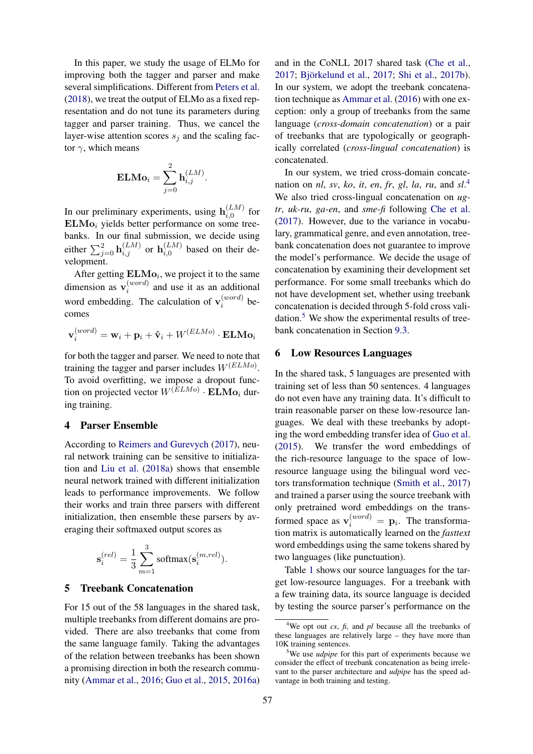In this paper, we study the usage of ELMo for improving both the tagger and parser and make several simplifications. Different from Peters et al. (2018), we treat the output of ELMo as a fixed representation and do not tune its parameters during tagger and parser training. Thus, we cancel the layer-wise attention scores $s_j$ and the scaling factor $\gamma$, which means

$$\mathbf{ELMo}_i = \sum_{j=0}^{2} \mathbf{h}_{i,j}^{(LM)}.$$

In our preliminary experiments, using $\mathbf{h}_{i,0}^{(LM)}$ for $\mathbf{ELMo}_i$ yields better performance on some treebanks. In our final submission, we decide using either $\sum_{j=0}^{2} \mathbf{h}_{i,j}^{(LM)}$ or $\mathbf{h}_{i,0}^{(LM)}$ based on their development.

After getting $\mathbf{ELMo}_i$, we project it to the same dimension as $\mathbf{v}_i^{(word)}$ and use it as an additional word embedding. The calculation of $\mathbf{v}_i^{(word)}$ becomes

$$\mathbf{v}_i^{(word)} = \mathbf{w}_i + \mathbf{p}_i + \hat{\mathbf{v}}_i + W^{(ELMo)} \cdot \mathbf{ELMo}_i$$

for both the tagger and parser. We need to note that training the tagger and parser includes $W^{(ELMo)}$. To avoid overfitting, we impose a dropout function on projected vector $W^{(ELMo)} \cdot \mathbf{ELMo}_i$ during training.

## 4 Parser Ensemble

According to Reimers and Gurevych (2017), neural network training can be sensitive to initialization and Liu et al. (2018a) shows that ensemble neural network trained with different initialization leads to performance improvements. We follow their works and train three parsers with different initialization, then ensemble these parsers by averaging their softmaxed output scores as

$$\mathbf{s}_i^{(rel)} = \frac{1}{3} \sum_{m=1}^{3} \text{softmax}(\mathbf{s}_i^{(m,rel)}).$$

## 5 Treebank Concatenation

For 15 out of the 58 languages in the shared task, multiple treebanks from different domains are provided. There are also treebanks that come from the same language family. Taking the advantages of the relation between treebanks has been shown a promising direction in both the research community (Ammar et al., 2016; Guo et al., 2015, 2016a) and in the CoNLL 2017 shared task (Che et al., 2017; Björkelund et al., 2017; Shi et al., 2017b). In our system, we adopt the treebank concatenation technique as Ammar et al. (2016) with one exception: only a group of treebanks from the same language (*cross-domain concatenation*) or a pair of treebanks that are typologically or geographically correlated (*cross-lingual concatenation*) is concatenated.

In our system, we tried cross-domain concatenation on *nl*, *sv*, *ko*, *it*, *en*, *fr*, *gl*, *la*, *ru*, and *sl*.[4] We also tried cross-lingual concatenation on *ug-tr*, *uk-ru*, *ga-en*, and *sme-fi* following Che et al. (2017). However, due to the variance in vocabulary, grammatical genre, and even annotation, treebank concatenation does not guarantee to improve the model's performance. We decide the usage of concatenation by examining their development set performance. For some small treebanks which do not have development set, whether using treebank concatenation is decided through 5-fold cross validation.[5] We show the experimental results of treebank concatenation in Section 9.3.

## 6 Low Resources Languages

In the shared task, 5 languages are presented with training set of less than 50 sentences. 4 languages do not even have any training data. It's difficult to train reasonable parser on these low-resource languages. We deal with these treebanks by adopting the word embedding transfer idea of Guo et al. (2015). We transfer the word embeddings of the rich-resource language to the space of low-resource language using the bilingual word vectors transformation technique (Smith et al., 2017) and trained a parser using the source treebank with only pretrained word embeddings on the transformed space as $\mathbf{v}_i^{(word)} = \mathbf{p}_i$. The transformation matrix is automatically learned on the *fasttext* word embeddings using the same tokens shared by two languages (like punctuation).

Table 1 shows our source languages for the target low-resource languages. For a treebank with a few training data, its source language is decided by testing the source parser's performance on the

[4] We opt out *cs*, *fi*, and *pl* because all the treebanks of these languages are relatively large – they have more than 10K training sentences.

[5] We use *udpipe* for this part of experiments because we consider the effect of treebank concatenation as being irrelevant to the parser architecture and *udpipe* has the speed advantage in both training and testing.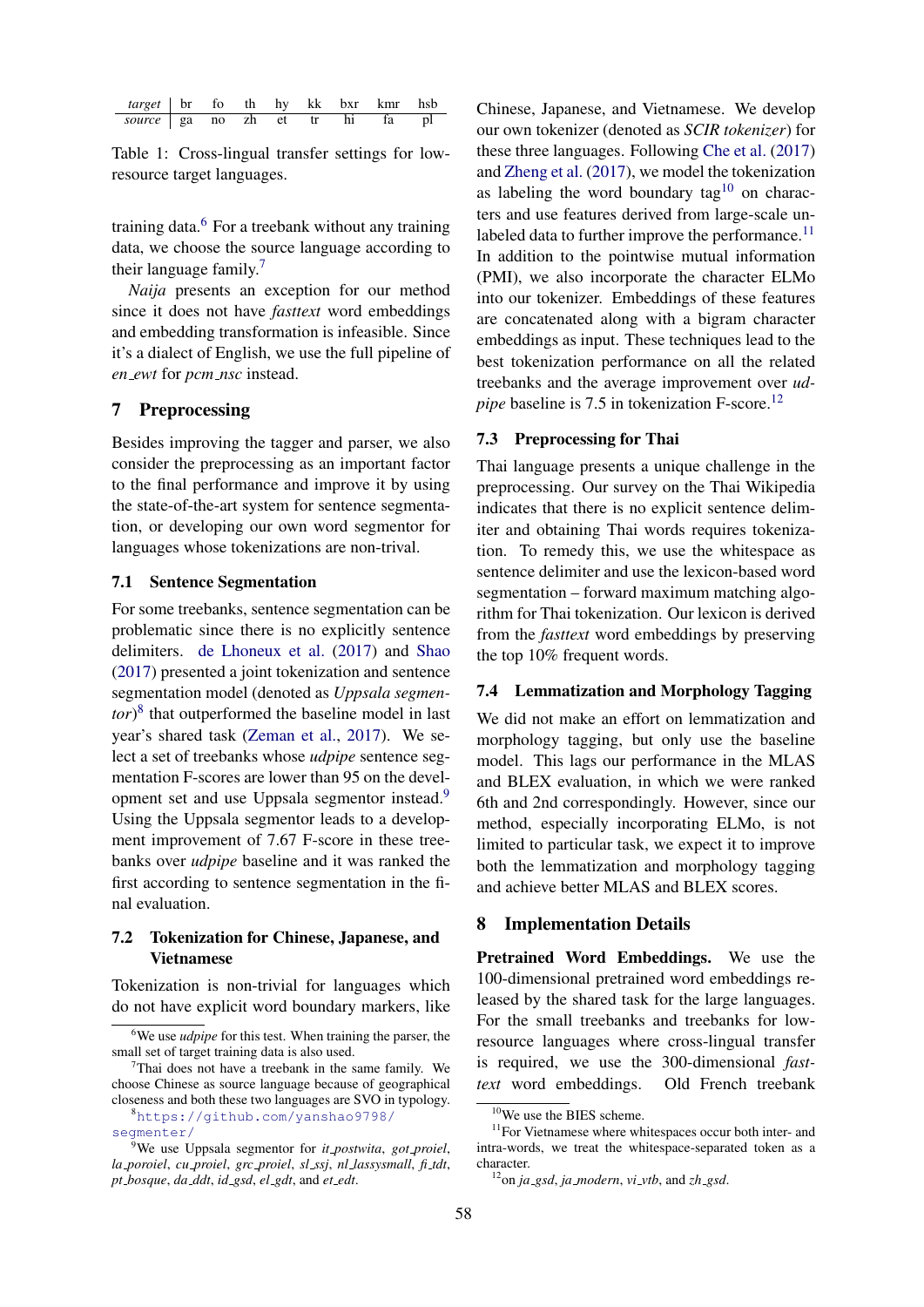| target | br | fo | th | hy | kk | bxr | kmr | hsb |
|---|---|---|---|---|---|---|---|---|
| source | ga | no | zh | et | tr | hi | fa | pl |

Table 1: Cross-lingual transfer settings for low-resource target languages.

training data.[6] For a treebank without any training data, we choose the source language according to their language family.[7]

*Naija* presents an exception for our method since it does not have *fasttext* word embeddings and embedding transformation is infeasible. Since it's a dialect of English, we use the full pipeline of *en_ewt* for *pcm_nsc* instead.

## 7 Preprocessing

Besides improving the tagger and parser, we also consider the preprocessing as an important factor to the final performance and improve it by using the state-of-the-art system for sentence segmentation, or developing our own word segmentor for languages whose tokenizations are non-trival.

### 7.1 Sentence Segmentation

For some treebanks, sentence segmentation can be problematic since there is no explicitly sentence delimiters. de Lhoneux et al. (2017) and Shao (2017) presented a joint tokenization and sentence segmentation model (denoted as *Uppsala segmentor*)[8] that outperformed the baseline model in last year's shared task (Zeman et al., 2017). We select a set of treebanks whose *udpipe* sentence segmentation F-scores are lower than 95 on the development set and use Uppsala segmentor instead.[9] Using the Uppsala segmentor leads to a development improvement of 7.67 F-score in these treebanks over *udpipe* baseline and it was ranked the first according to sentence segmentation in the final evaluation.

### 7.2 Tokenization for Chinese, Japanese, and Vietnamese

Tokenization is non-trivial for languages which do not have explicit word boundary markers, like Chinese, Japanese, and Vietnamese. We develop our own tokenizer (denoted as *SCIR tokenizer*) for these three languages. Following Che et al. (2017) and Zheng et al. (2017), we model the tokenization as labeling the word boundary tag[10] on characters and use features derived from large-scale unlabeled data to further improve the performance.[11] In addition to the pointwise mutual information (PMI), we also incorporate the character ELMo into our tokenizer. Embeddings of these features are concatenated along with a bigram character embeddings as input. These techniques lead to the best tokenization performance on all the related treebanks and the average improvement over *udpipe* baseline is 7.5 in tokenization F-score.[12]

### 7.3 Preprocessing for Thai

Thai language presents a unique challenge in the preprocessing. Our survey on the Thai Wikipedia indicates that there is no explicit sentence delimiter and obtaining Thai words requires tokenization. To remedy this, we use the whitespace as sentence delimiter and use the lexicon-based word segmentation – forward maximum matching algorithm for Thai tokenization. Our lexicon is derived from the *fasttext* word embeddings by preserving the top 10% frequent words.

### 7.4 Lemmatization and Morphology Tagging

We did not make an effort on lemmatization and morphology tagging, but only use the baseline model. This lags our performance in the MLAS and BLEX evaluation, in which we were ranked 6th and 2nd correspondingly. However, since our method, especially incorporating ELMo, is not limited to particular task, we expect it to improve both the lemmatization and morphology tagging and achieve better MLAS and BLEX scores.

## 8 Implementation Details

**Pretrained Word Embeddings.** We use the 100-dimensional pretrained word embeddings released by the shared task for the large languages. For the small treebanks and treebanks for low-resource languages where cross-lingual transfer is required, we use the 300-dimensional *fasttext* word embeddings. Old French treebank

---

[6] We use *udpipe* for this test. When training the parser, the small set of target training data is also used.

[7] Thai does not have a treebank in the same family. We choose Chinese as source language because of geographical closeness and both these two languages are SVO in typology.

[8] https://github.com/yanshao9798/segmenter/

[9] We use Uppsala segmentor for *it_postwita*, *got_proiel*, *la_poroiel*, *cu_proiel*, *grc_proiel*, *sl_ssj*, *nl_lassysmall*, *fi_tdt*, *pt_bosque*, *da_ddt*, *id_gsd*, *el_gdt*, and *et_edt*.

[10] We use the BIES scheme.

[11] For Vietnamese where whitespaces occur both inter- and intra-words, we treat the whitespace-separated token as a character.

[12] on *ja_gsd*, *ja_modern*, *vi_vtb*, and *zh_gsd*.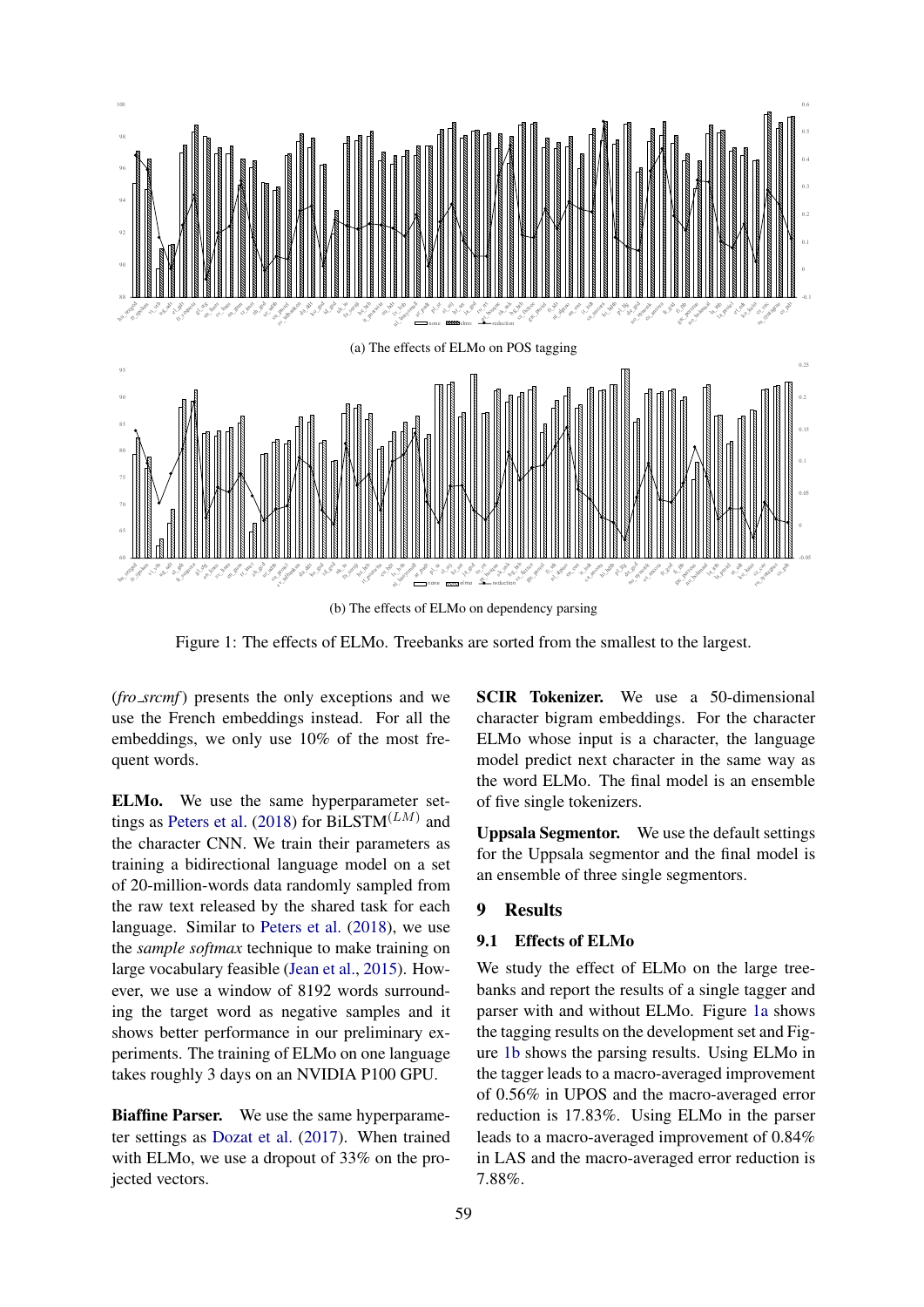(a) The effects of ELMo on POS tagging

(b) The effects of ELMo on dependency parsing

Figure 1: The effects of ELMo. Treebanks are sorted from the smallest to the largest.

(*fro_srcmf*) presents the only exceptions and we use the French embeddings instead. For all the embeddings, we only use 10% of the most frequent words.

**ELMo.** We use the same hyperparameter settings as Peters et al. (2018) for BiLSTM$^{(LM)}$ and the character CNN. We train their parameters as training a bidirectional language model on a set of 20-million-words data randomly sampled from the raw text released by the shared task for each language. Similar to Peters et al. (2018), we use the *sample softmax* technique to make training on large vocabulary feasible (Jean et al., 2015). However, we use a window of 8192 words surrounding the target word as negative samples and it shows better performance in our preliminary experiments. The training of ELMo on one language takes roughly 3 days on an NVIDIA P100 GPU.

**Biaffine Parser.** We use the same hyperparameter settings as Dozat et al. (2017). When trained with ELMo, we use a dropout of 33% on the projected vectors.

**SCIR Tokenizer.** We use a 50-dimensional character bigram embeddings. For the character ELMo whose input is a character, the language model predict next character in the same way as the word ELMo. The final model is an ensemble of five single tokenizers.

**Uppsala Segmentor.** We use the default settings for the Uppsala segmentor and the final model is an ensemble of three single segmentors.

## 9 Results

### 9.1 Effects of ELMo

We study the effect of ELMo on the large treebanks and report the results of a single tagger and parser with and without ELMo. Figure 1a shows the tagging results on the development set and Figure 1b shows the parsing results. Using ELMo in the tagger leads to a macro-averaged improvement of 0.56% in UPOS and the macro-averaged error reduction is 17.83%. Using ELMo in the parser leads to a macro-averaged improvement of 0.84% in LAS and the macro-averaged error reduction is 7.88%.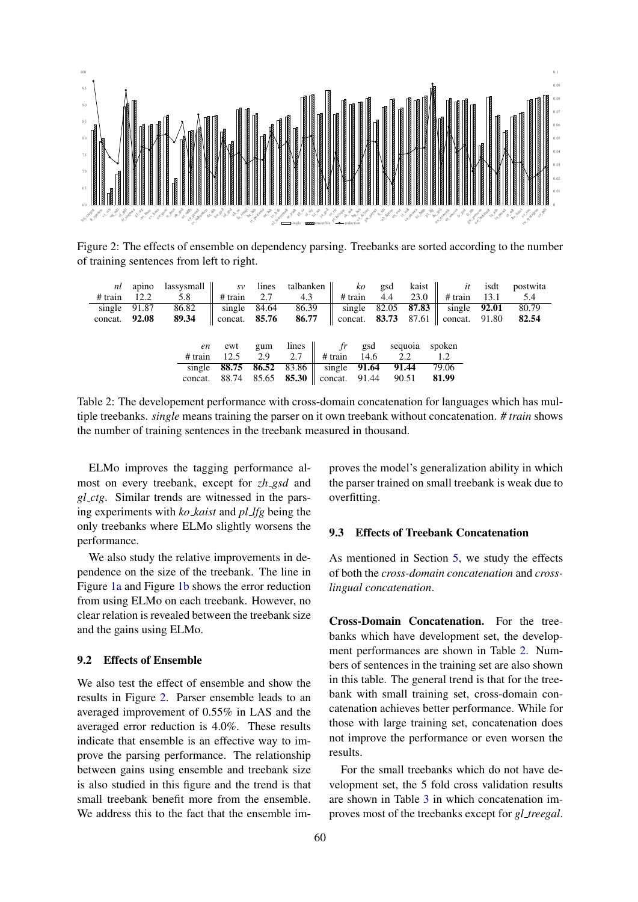100
95
90
85
80
75
70
65
60

0.1
0.09
0.08
0.07
0.06
0.05
0.04
0.03
0.02
0.01
0

single ensemble reduction

Figure 2: The effects of ensemble on dependency parsing. Treebanks are sorted according to the number of training sentences from left to right.

| *nl* | apino | lassysmall | *sv* | lines | talbanken | *ko* | gsd | kaist | *it* | isdt | postwita |
|---|---|---|---|---|---|---|---|---|---|---|---|
| # train | 12.2 | 5.8 | # train | 2.7 | 4.3 | # train | 4.4 | 23.0 | # train | 13.1 | 5.4 |
| single | 91.87 | 86.82 | single | 84.64 | 86.39 | single | 82.05 | **87.83** | single | **92.01** | 80.79 |
| concat. | **92.08** | **89.34** | concat. | **85.76** | **86.77** | concat. | **83.73** | 87.61 | concat. | 91.80 | **82.54** |

| *en* | ewt | gum | lines | *fr* | gsd | sequoia | spoken |
|---|---|---|---|---|---|---|---|
| # train | 12.5 | 2.9 | 2.7 | # train | 14.6 | 2.2 | 1.2 |
| single | **88.75** | **86.52** | 83.86 | single | **91.64** | **91.44** | 79.06 |
| concat. | 88.74 | 85.65 | **85.30** | concat. | 91.44 | 90.51 | **81.99** |

Table 2: The developement performance with cross-domain concatenation for languages which has multiple treebanks. *single* means training the parser on it own treebank without concatenation. *# train* shows the number of training sentences in the treebank measured in thousand.

ELMo improves the tagging performance almost on every treebank, except for *zh_gsd* and *gl_ctg*. Similar trends are witnessed in the parsing experiments with *ko_kaist* and *pl_lfg* being the only treebanks where ELMo slightly worsens the performance.

We also study the relative improvements in dependence on the size of the treebank. The line in Figure 1a and Figure 1b shows the error reduction from using ELMo on each treebank. However, no clear relation is revealed between the treebank size and the gains using ELMo.

### 9.2 Effects of Ensemble

We also test the effect of ensemble and show the results in Figure 2. Parser ensemble leads to an averaged improvement of 0.55% in LAS and the averaged error reduction is 4.0%. These results indicate that ensemble is an effective way to improve the parsing performance. The relationship between gains using ensemble and treebank size is also studied in this figure and the trend is that small treebank benefit more from the ensemble. We address this to the fact that the ensemble improves the model's generalization ability in which the parser trained on small treebank is weak due to overfitting.

### 9.3 Effects of Treebank Concatenation

As mentioned in Section 5, we study the effects of both the *cross-domain concatenation* and *cross-lingual concatenation*.

**Cross-Domain Concatenation.** For the treebanks which have development set, the development performances are shown in Table 2. Numbers of sentences in the training set are also shown in this table. The general trend is that for the treebank with small training set, cross-domain concatenation achieves better performance. While for those with large training set, concatenation does not improve the performance or even worsen the results.

For the small treebanks which do not have development set, the 5 fold cross validation results are shown in Table 3 in which concatenation improves most of the treebanks except for *gl_treegal*.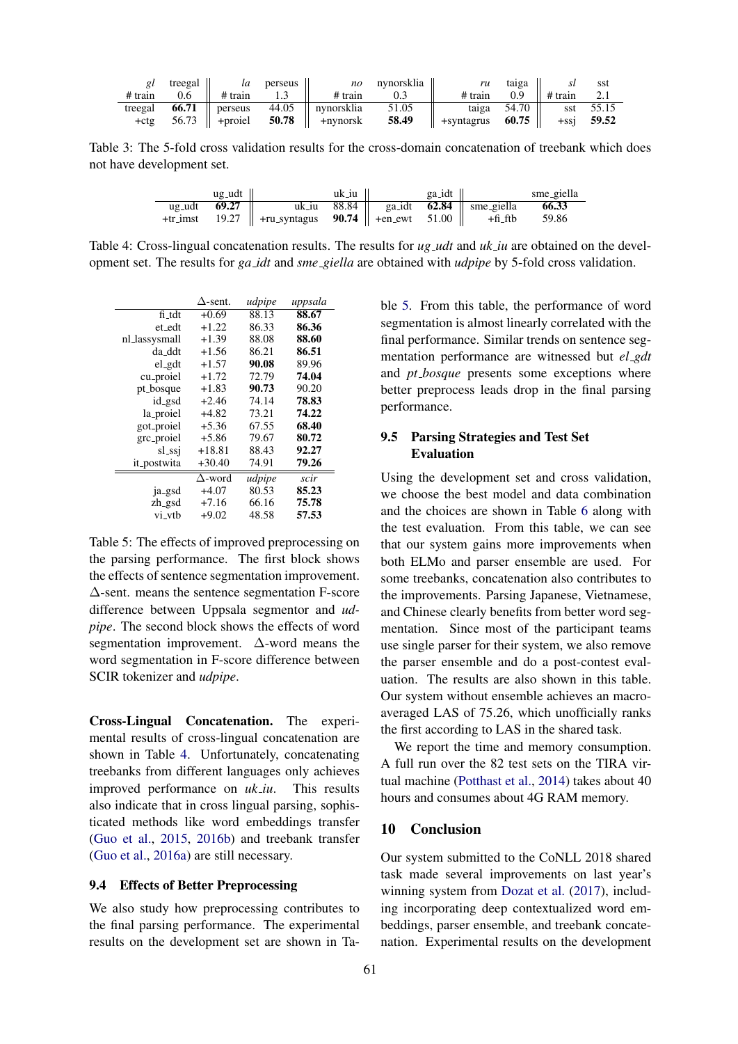| *gl* | treegal | *la* | perseus | *no* | nynorsklia | *ru* | taiga | *sl* | sst |
|---|---|---|---|---|---|---|---|---|---|
| # train | 0.6 | # train | 1.3 | # train | 0.3 | # train | 0.9 | # train | 2.1 |
| treegal | **66.71** | perseus | 44.05 | nynorsklia | 51.05 | taiga | 54.70 | sst | 55.15 |
| +ctg | 56.73 | +proiel | **50.78** | +nynorsk | **58.49** | +syntagrus | **60.75** | +ssj | **59.52** |

Table 3: The 5-fold cross validation results for the cross-domain concatenation of treebank which does not have development set.

| | ug_udt | | uk_iu | | ga_idt | | sme_giella |
|---|---|---|---|---|---|---|---|
| ug_udt | **69.27** | uk_iu | 88.84 | ga_idt | **62.84** | sme_giella | **66.33** |
| +tr_imst | 19.27 | +ru_syntagus | **90.74** | +en_ewt | 51.00 | +fi_ftb | 59.86 |

Table 4: Cross-lingual concatenation results. The results for *ug_udt* and *uk_iu* are obtained on the development set. The results for *ga_idt* and *sme_giella* are obtained with *udpipe* by 5-fold cross validation.

| | Δ-sent. | *udpipe* | *uppsala* |
|---|---|---|---|
| fi_tdt | +0.69 | 88.13 | **88.67** |
| et_edt | +1.22 | 86.33 | **86.36** |
| nl_lassysmall | +1.39 | 88.08 | **88.60** |
| da_ddt | +1.56 | 86.21 | **86.51** |
| el_gdt | +1.57 | **90.08** | 89.96 |
| cu_proiel | +1.72 | 72.79 | **74.04** |
| pt_bosque | +1.83 | **90.73** | 90.20 |
| id_gsd | +2.46 | 74.14 | **78.83** |
| la_proiel | +4.82 | 73.21 | **74.22** |
| got_proiel | +5.36 | 67.55 | **68.40** |
| grc_proiel | +5.86 | 79.67 | **80.72** |
| sl_ssj | +18.81 | 88.43 | **92.27** |
| it_postwita | +30.40 | 74.91 | **79.26** |
| | Δ-word | *udpipe* | *scir* |
| ja_gsd | +4.07 | 80.53 | **85.23** |
| zh_gsd | +7.16 | 66.16 | **75.78** |
| vi_vtb | +9.02 | 48.58 | **57.53** |

Table 5: The effects of improved preprocessing on the parsing performance. The first block shows the effects of sentence segmentation improvement. Δ-sent. means the sentence segmentation F-score difference between Uppsala segmentor and *udpipe*. The second block shows the effects of word segmentation improvement. Δ-word means the word segmentation in F-score difference between SCIR tokenizer and *udpipe*.

**Cross-Lingual Concatenation.** The experimental results of cross-lingual concatenation are shown in Table 4. Unfortunately, concatenating treebanks from different languages only achieves improved performance on *uk_iu*. This results also indicate that in cross lingual parsing, sophisticated methods like word embeddings transfer (Guo et al., 2015, 2016b) and treebank transfer (Guo et al., 2016a) are still necessary.

### 9.4 Effects of Better Preprocessing

We also study how preprocessing contributes to the final parsing performance. The experimental results on the development set are shown in Table 5. From this table, the performance of word segmentation is almost linearly correlated with the final performance. Similar trends on sentence segmentation performance are witnessed but *el_gdt* and *pt_bosque* presents some exceptions where better preprocess leads drop in the final parsing performance.

### 9.5 Parsing Strategies and Test Set Evaluation

Using the development set and cross validation, we choose the best model and data combination and the choices are shown in Table 6 along with the test evaluation. From this table, we can see that our system gains more improvements when both ELMo and parser ensemble are used. For some treebanks, concatenation also contributes to the improvements. Parsing Japanese, Vietnamese, and Chinese clearly benefits from better word segmentation. Since most of the participant teams use single parser for their system, we also remove the parser ensemble and do a post-contest evaluation. The results are also shown in this table. Our system without ensemble achieves an macro-averaged LAS of 75.26, which unofficially ranks the first according to LAS in the shared task.

We report the time and memory consumption. A full run over the 82 test sets on the TIRA virtual machine (Potthast et al., 2014) takes about 40 hours and consumes about 4G RAM memory.

## 10 Conclusion

Our system submitted to the CoNLL 2018 shared task made several improvements on last year's winning system from Dozat et al. (2017), including incorporating deep contextualized word embeddings, parser ensemble, and treebank concatenation. Experimental results on the development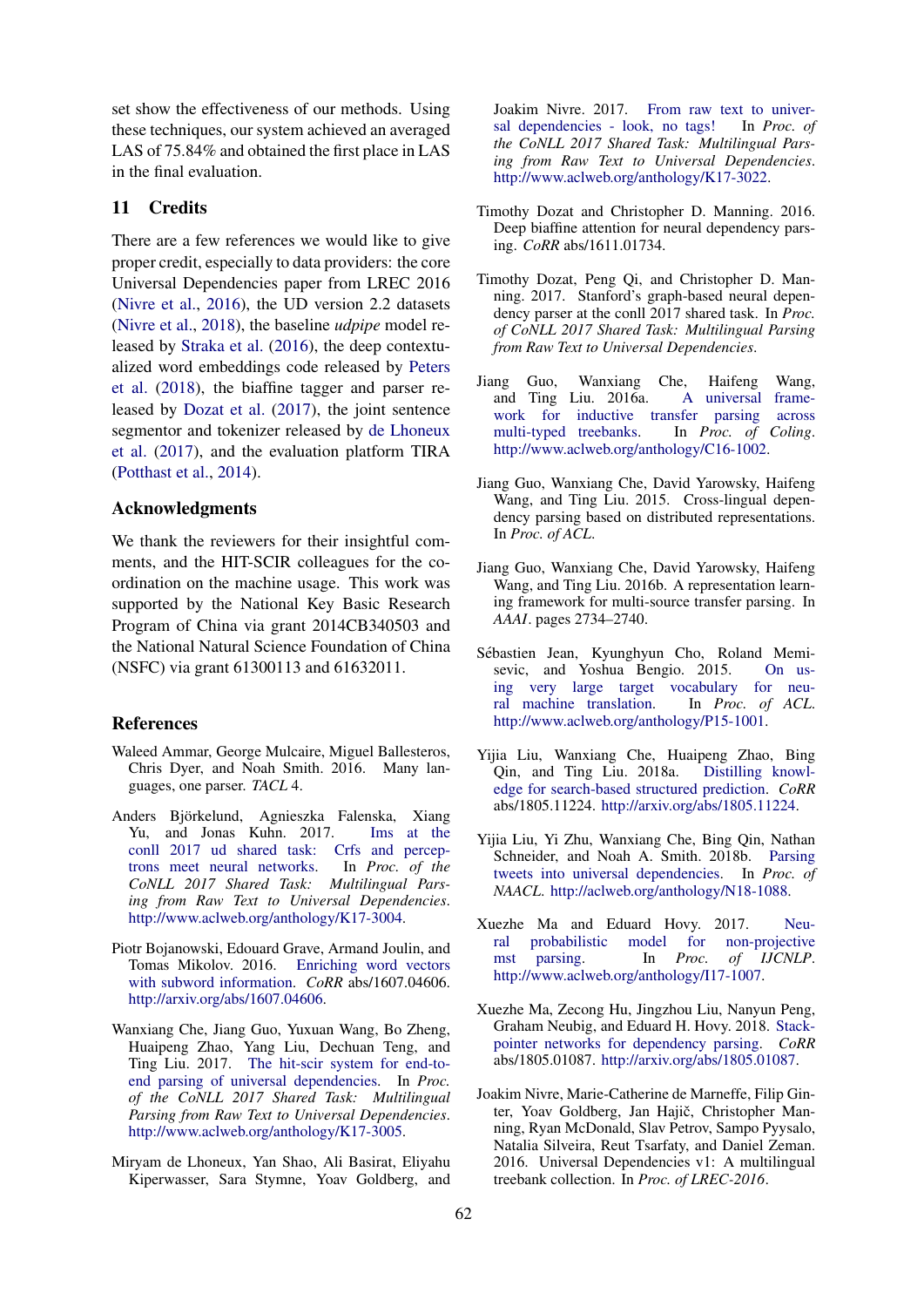set show the effectiveness of our methods. Using these techniques, our system achieved an averaged LAS of 75.84% and obtained the first place in LAS in the final evaluation.

## 11 Credits

There are a few references we would like to give proper credit, especially to data providers: the core Universal Dependencies paper from LREC 2016 (Nivre et al., 2016), the UD version 2.2 datasets (Nivre et al., 2018), the baseline *udpipe* model released by Straka et al. (2016), the deep contextualized word embeddings code released by Peters et al. (2018), the biaffine tagger and parser released by Dozat et al. (2017), the joint sentence segmentor and tokenizer released by de Lhoneux et al. (2017), and the evaluation platform TIRA (Potthast et al., 2014).

## Acknowledgments

We thank the reviewers for their insightful comments, and the HIT-SCIR colleagues for the coordination on the machine usage. This work was supported by the National Key Basic Research Program of China via grant 2014CB340503 and the National Natural Science Foundation of China (NSFC) via grant 61300113 and 61632011.

## References

Waleed Ammar, George Mulcaire, Miguel Ballesteros, Chris Dyer, and Noah Smith. 2016. Many languages, one parser. *TACL* 4.

Anders Björkelund, Agnieszka Falenska, Xiang Yu, and Jonas Kuhn. 2017. Ims at the conll 2017 ud shared task: Crfs and perceptrons meet neural networks. In *Proc. of the CoNLL 2017 Shared Task: Multilingual Parsing from Raw Text to Universal Dependencies*. http://www.aclweb.org/anthology/K17-3004.

Piotr Bojanowski, Edouard Grave, Armand Joulin, and Tomas Mikolov. 2016. Enriching word vectors with subword information. *CoRR* abs/1607.04606. http://arxiv.org/abs/1607.04606.

Wanxiang Che, Jiang Guo, Yuxuan Wang, Bo Zheng, Huaipeng Zhao, Yang Liu, Dechuan Teng, and Ting Liu. 2017. The hit-scir system for end-to-end parsing of universal dependencies. In *Proc. of the CoNLL 2017 Shared Task: Multilingual Parsing from Raw Text to Universal Dependencies*. http://www.aclweb.org/anthology/K17-3005.

Miryam de Lhoneux, Yan Shao, Ali Basirat, Eliyahu Kiperwasser, Sara Stymne, Yoav Goldberg, and Joakim Nivre. 2017. From raw text to universal dependencies - look, no tags! In *Proc. of the CoNLL 2017 Shared Task: Multilingual Parsing from Raw Text to Universal Dependencies*. http://www.aclweb.org/anthology/K17-3022.

Timothy Dozat and Christopher D. Manning. 2016. Deep biaffine attention for neural dependency parsing. *CoRR* abs/1611.01734.

Timothy Dozat, Peng Qi, and Christopher D. Manning. 2017. Stanford's graph-based neural dependency parser at the conll 2017 shared task. In *Proc. of CoNLL 2017 Shared Task: Multilingual Parsing from Raw Text to Universal Dependencies*.

Jiang Guo, Wanxiang Che, Haifeng Wang, and Ting Liu. 2016a. A universal framework for inductive transfer parsing across multi-typed treebanks. In *Proc. of Coling*. http://www.aclweb.org/anthology/C16-1002.

Jiang Guo, Wanxiang Che, David Yarowsky, Haifeng Wang, and Ting Liu. 2015. Cross-lingual dependency parsing based on distributed representations. In *Proc. of ACL*.

Jiang Guo, Wanxiang Che, David Yarowsky, Haifeng Wang, and Ting Liu. 2016b. A representation learning framework for multi-source transfer parsing. In *AAAI*. pages 2734–2740.

Sébastien Jean, Kyunghyun Cho, Roland Memisevic, and Yoshua Bengio. 2015. On using very large target vocabulary for neural machine translation. In *Proc. of ACL*. http://www.aclweb.org/anthology/P15-1001.

Yijia Liu, Wanxiang Che, Huaipeng Zhao, Bing Qin, and Ting Liu. 2018a. Distilling knowledge for search-based structured prediction. *CoRR* abs/1805.11224. http://arxiv.org/abs/1805.11224.

Yijia Liu, Yi Zhu, Wanxiang Che, Bing Qin, Nathan Schneider, and Noah A. Smith. 2018b. Parsing tweets into universal dependencies. In *Proc. of NAACL*. http://aclweb.org/anthology/N18-1088.

Xuezhe Ma and Eduard Hovy. 2017. Neural probabilistic model for non-projective mst parsing. In *Proc. of IJCNLP*. http://www.aclweb.org/anthology/I17-1007.

Xuezhe Ma, Zecong Hu, Jingzhou Liu, Nanyun Peng, Graham Neubig, and Eduard H. Hovy. 2018. Stack-pointer networks for dependency parsing. *CoRR* abs/1805.01087. http://arxiv.org/abs/1805.01087.

Joakim Nivre, Marie-Catherine de Marneffe, Filip Ginter, Yoav Goldberg, Jan Hajič, Christopher Manning, Ryan McDonald, Slav Petrov, Sampo Pyysalo, Natalia Silveira, Reut Tsarfaty, and Daniel Zeman. 2016. Universal Dependencies v1: A multilingual treebank collection. In *Proc. of LREC-2016*.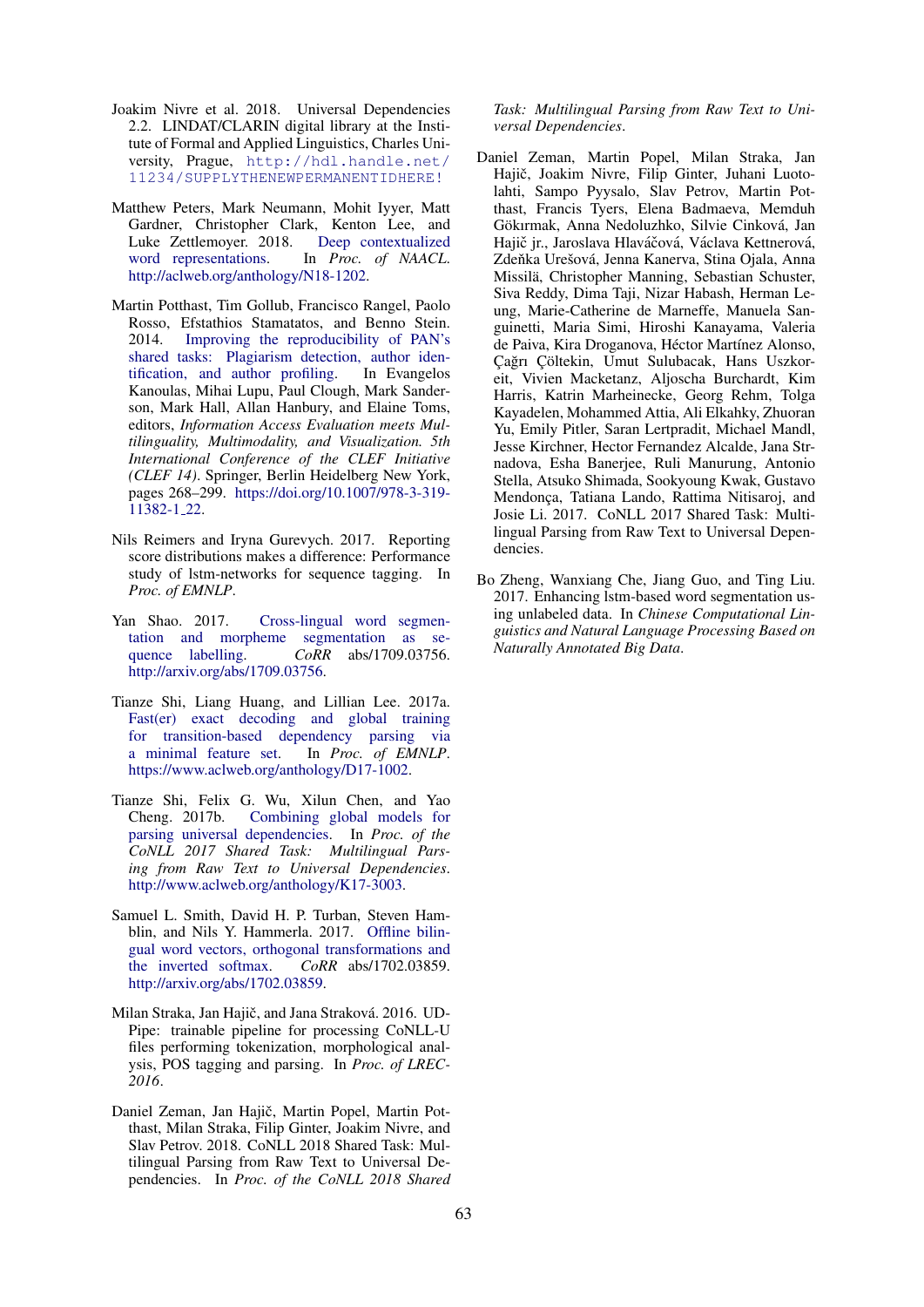Joakim Nivre et al. 2018. Universal Dependencies 2.2. LINDAT/CLARIN digital library at the Institute of Formal and Applied Linguistics, Charles University, Prague, http://hdl.handle.net/11234/SUPPLYTHENEWPERMANENTIDHERE!

Matthew Peters, Mark Neumann, Mohit Iyyer, Matt Gardner, Christopher Clark, Kenton Lee, and Luke Zettlemoyer. 2018. Deep contextualized word representations. In *Proc. of NAACL*. http://aclweb.org/anthology/N18-1202.

Martin Potthast, Tim Gollub, Francisco Rangel, Paolo Rosso, Efstathios Stamatatos, and Benno Stein. 2014. Improving the reproducibility of PAN's shared tasks: Plagiarism detection, author identification, and author profiling. In Evangelos Kanoulas, Mihai Lupu, Paul Clough, Mark Sanderson, Mark Hall, Allan Hanbury, and Elaine Toms, editors, *Information Access Evaluation meets Multilinguality, Multimodality, and Visualization. 5th International Conference of the CLEF Initiative (CLEF 14)*. Springer, Berlin Heidelberg New York, pages 268–299. https://doi.org/10.1007/978-3-319-11382-1_22.

Nils Reimers and Iryna Gurevych. 2017. Reporting score distributions makes a difference: Performance study of lstm-networks for sequence tagging. In *Proc. of EMNLP*.

Yan Shao. 2017. Cross-lingual word segmentation and morpheme segmentation as sequence labelling. *CoRR* abs/1709.03756. http://arxiv.org/abs/1709.03756.

Tianze Shi, Liang Huang, and Lillian Lee. 2017a. Fast(er) exact decoding and global training for transition-based dependency parsing via a minimal feature set. In *Proc. of EMNLP*. https://www.aclweb.org/anthology/D17-1002.

Tianze Shi, Felix G. Wu, Xilun Chen, and Yao Cheng. 2017b. Combining global models for parsing universal dependencies. In *Proc. of the CoNLL 2017 Shared Task: Multilingual Parsing from Raw Text to Universal Dependencies*. http://www.aclweb.org/anthology/K17-3003.

Samuel L. Smith, David H. P. Turban, Steven Hamblin, and Nils Y. Hammerla. 2017. Offline bilingual word vectors, orthogonal transformations and the inverted softmax. *CoRR* abs/1702.03859. http://arxiv.org/abs/1702.03859.

Milan Straka, Jan Hajič, and Jana Straková. 2016. UDPipe: trainable pipeline for processing CoNLL-U files performing tokenization, morphological analysis, POS tagging and parsing. In *Proc. of LREC-2016*.

Daniel Zeman, Jan Hajič, Martin Popel, Martin Potthast, Milan Straka, Filip Ginter, Joakim Nivre, and Slav Petrov. 2018. CoNLL 2018 Shared Task: Multilingual Parsing from Raw Text to Universal Dependencies. In *Proc. of the CoNLL 2018 Shared Task: Multilingual Parsing from Raw Text to Universal Dependencies*.

Daniel Zeman, Martin Popel, Milan Straka, Jan Hajič, Joakim Nivre, Filip Ginter, Juhani Luotolahti, Sampo Pyysalo, Slav Petrov, Martin Potthast, Francis Tyers, Elena Badmaeva, Memduh Gökırmak, Anna Nedoluzhko, Silvie Cinková, Jan Hajič jr., Jaroslava Hlaváčová, Václava Kettnerová, Zdeňka Urešová, Jenna Kanerva, Stina Ojala, Anna Missilä, Christopher Manning, Sebastian Schuster, Siva Reddy, Dima Taji, Nizar Habash, Herman Leung, Marie-Catherine de Marneffe, Manuela Sanguinetti, Maria Simi, Hiroshi Kanayama, Valeria de Paiva, Kira Droganova, Héctor Martínez Alonso, Çağrı Çöltekin, Umut Sulubacak, Hans Uszkoreit, Vivien Macketanz, Aljoscha Burchardt, Kim Harris, Katrin Marheinecke, Georg Rehm, Tolga Kayadelen, Mohammed Attia, Ali Elkahky, Zhuoran Yu, Emily Pitler, Saran Lertpradit, Michael Mandl, Jesse Kirchner, Hector Fernandez Alcalde, Jana Strnadova, Esha Banerjee, Ruli Manurung, Antonio Stella, Atsuko Shimada, Sookyoung Kwak, Gustavo Mendonça, Tatiana Lando, Rattima Nitisaroj, and Josie Li. 2017. CoNLL 2017 Shared Task: Multilingual Parsing from Raw Text to Universal Dependencies.

Bo Zheng, Wanxiang Che, Jiang Guo, and Ting Liu. 2017. Enhancing lstm-based word segmentation using unlabeled data. In *Chinese Computational Linguistics and Natural Language Processing Based on Naturally Annotated Big Data*.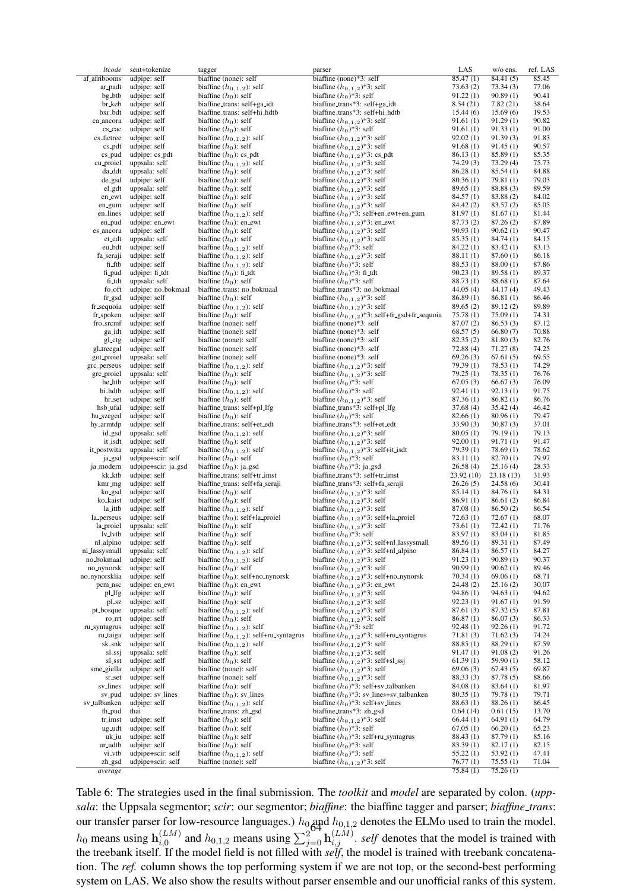| *ltcode* | sent+tokenize | tagger | parser | LAS | w/o ens. | ref. LAS |
|---|---|---|---|---|---|---|
| af_afribooms | udpipe: self | biaffine (none): self | biaffine (none)*3: self | 85.47 (1) | 84.41 (5) | 85.45 |
| ar_padt | udpipe: self | biaffine ($h_{0,1,2}$): self | biaffine ($h_{0,1,2}$)*3: self | 73.63 (2) | 73.34 (3) | 77.06 |
| bg_btb | udpipe: self | biaffine ($h_0$): self | biaffine ($h_0$)*3: self | 91.22 (1) | 90.89 (1) | 90.41 |
| br_keb | udpipe: self | biaffine_trans: self+ga_idt | biaffine_trans*3: self+ga_idt | 8.54 (21) | 7.82 (21) | 38.64 |
| bxr_bdt | udpipe: self | biaffine_trans: self+hi_hdtb | biaffine_trans*3: self+hi_hdtb | 15.44 (6) | 15.69 (6) | 19.53 |
| ca_ancora | udpipe: self | biaffine ($h_0$): self | biaffine ($h_{0,1,2}$)*3: self | 91.61 (1) | 91.29 (1) | 90.82 |
| cs_cac | udpipe: self | biaffine ($h_0$): self | biaffine ($h_0$)*3: self | 91.61 (1) | 91.33 (1) | 91.00 |
| cs_fictree | udpipe: self | biaffine ($h_{0,1,2}$): self | biaffine ($h_{0,1,2}$)*3: self | 92.02 (1) | 91.39 (3) | 91.83 |
| cs_pdt | udpipe: self | biaffine ($h_0$): self | biaffine ($h_{0,1,2}$)*3: self | 91.68 (1) | 91.45 (1) | 90.57 |
| cs_pud | udpipe: cs_pdt | biaffine ($h_0$): cs_pdt | biaffine ($h_{0,1,2}$)*3: cs_pdt | 86.13 (1) | 85.89 (1) | 85.35 |
| cu_proiel | uppsala: self | biaffine ($h_{0,1,2}$): self | biaffine ($h_{0,1,2}$)*3: self | 74.29 (3) | 73.29 (4) | 75.73 |
| da_ddt | uppsala: self | biaffine ($h_0$): self | biaffine ($h_{0,1,2}$)*3: self | 86.28 (1) | 85.54 (1) | 84.88 |
| de_gsd | udpipe: self | biaffine ($h_0$): self | biaffine ($h_{0,1,2}$)*3: self | 80.36 (1) | 79.81 (1) | 79.03 |
| el_gdt | uppsala: self | biaffine ($h_0$): self | biaffine ($h_{0,1,2}$)*3: self | 89.65 (1) | 88.88 (3) | 89.59 |
| en_ewt | udpipe: self | biaffine ($h_0$): self | biaffine ($h_{0,1,2}$)*3: self | 84.57 (1) | 83.88 (2) | 84.02 |
| en_gum | udpipe: self | biaffine ($h_0$): self | biaffine ($h_{0,1,2}$)*3: self | 84.42 (2) | 83.57 (2) | 85.05 |
| en_lines | udpipe: self | biaffine ($h_{0,1,2}$): self | biaffine ($h_0$)*3: self+en_ewt+en_gum | 81.97 (1) | 81.67 (1) | 81.44 |
| en_pud | udpipe: en_ewt | biaffine ($h_0$): en_ewt | biaffine ($h_{0,1,2}$)*3: en_ewt | 87.73 (2) | 87.26 (2) | 87.89 |
| es_ancora | udpipe: self | biaffine ($h_0$): self | biaffine ($h_{0,1,2}$)*3: self | 90.93 (1) | 90.62 (1) | 90.47 |
| et_edt | uppsala: self | biaffine ($h_0$): self | biaffine ($h_{0,1,2}$)*3: self | 85.35 (1) | 84.74 (1) | 84.15 |
| eu_bdt | udpipe: self | biaffine ($h_{0,1,2}$): self | biaffine ($h_0$)*3: self | 84.22 (1) | 83.42 (1) | 83.13 |
| fa_seraji | udpipe: self | biaffine ($h_{0,1,2}$): self | biaffine ($h_{0,1,2}$)*3: self | 88.11 (1) | 87.60 (1) | 86.18 |
| fi_ftb | udpipe: self | biaffine ($h_{0,1,2}$): self | biaffine ($h_0$)*3: self | 88.53 (1) | 88.00 (1) | 87.86 |
| fi_pud | udpipe: fi_tdt | biaffine ($h_0$): fi_tdt | biaffine ($h_0$)*3: fi_tdt | 90.23 (1) | 89.58 (1) | 89.37 |
| fi_tdt | uppsala: self | biaffine ($h_0$): self | biaffine ($h_0$)*3: self | 88.73 (1) | 88.68 (1) | 87.64 |
| fo_oft | udpipe: no_bokmaal | biaffine_trans: no_bokmaal | biaffine_trans*3: no_bokmaal | 44.05 (4) | 44.17 (4) | 49.43 |
| fr_gsd | udpipe: self | biaffine ($h_0$): self | biaffine ($h_{0,1,2}$)*3: self | 86.89 (1) | 86.81 (1) | 86.46 |
| fr_sequoia | udpipe: self | biaffine ($h_{0,1,2}$): self | biaffine ($h_{0,1,2}$)*3: self | 89.65 (2) | 89.12 (2) | 89.89 |
| fr_spoken | udpipe: self | biaffine ($h_0$): self | biaffine ($h_{0,1,2}$)*3: self+fr_gsd+fr_sequoia | 75.78 (1) | 75.09 (1) | 74.31 |
| fro_srcmf | udpipe: self | biaffine (none): self | biaffine (none)*3: self | 87.07 (2) | 86.53 (3) | 87.12 |
| ga_idt | udpipe: self | biaffine (none): self | biaffine (none)*3: self | 68.57 (5) | 66.80 (7) | 70.88 |
| gl_ctg | udpipe: self | biaffine (none): self | biaffine (none)*3: self | 82.35 (2) | 81.80 (3) | 82.76 |
| gl_treegal | udpipe: self | biaffine (none): self | biaffine (none)*3: self | 72.88 (4) | 71.27 (8) | 74.25 |
| got_proiel | uppsala: self | biaffine (none): self | biaffine (none)*3: self | 69.26 (3) | 67.61 (5) | 69.55 |
| grc_perseus | udpipe: self | biaffine ($h_{0,1,2}$): self | biaffine ($h_{0,1,2}$)*3: self | 79.39 (1) | 78.53 (1) | 74.29 |
| grc_proiel | uppsala: self | biaffine ($h_0$): self | biaffine ($h_{0,1,2}$)*3: self | 79.25 (1) | 78.35 (1) | 76.76 |
| he_htb | udpipe: self | biaffine ($h_0$): self | biaffine ($h_0$)*3: self | 67.05 (3) | 66.67 (3) | 76.09 |
| hi_hdtb | udpipe: self | biaffine ($h_{0,1,2}$): self | biaffine ($h_0$)*3: self | 92.41 (1) | 92.13 (1) | 91.75 |
| hr_set | udpipe: self | biaffine ($h_0$): self | biaffine ($h_{0,1,2}$)*3: self | 87.36 (1) | 86.82 (1) | 86.76 |
| hsb_ufal | udpipe: self | biaffine_trans: self+pl_lfg | biaffine_trans*3: self+pl_lfg | 37.68 (4) | 35.42 (4) | 46.42 |
| hu_szeged | udpipe: self | biaffine ($h_0$): self | biaffine ($h_0$)*3: self | 82.66 (1) | 80.96 (1) | 79.47 |
| hy_armtdp | udpipe: self | biaffine_trans: self+et_edt | biaffine_trans*3: self+et_edt | 33.90 (3) | 30.87 (3) | 37.01 |
| id_gsd | uppsala: self | biaffine ($h_{0,1,2}$): self | biaffine ($h_{0,1,2}$)*3: self | 80.05 (1) | 79.19 (1) | 79.13 |
| it_isdt | udpipe: self | biaffine ($h_0$): self | biaffine ($h_{0,1,2}$)*3: self | 92.00 (1) | 91.71 (1) | 91.47 |
| it_postwita | uppsala: self | biaffine ($h_{0,1,2}$): self | biaffine ($h_{0,1,2}$)*3: self+it_isdt | 79.39 (1) | 78.69 (1) | 78.62 |
| ja_gsd | udpipe+scir: self | biaffine ($h_0$): self | biaffine ($h_0$)*3: self | 83.11 (1) | 82.70 (1) | 79.97 |
| ja_modern | udpipe+scir: ja_gsd | biaffine ($h_0$): ja_gsd | biaffine ($h_0$)*3: ja_gsd | 26.58 (4) | 25.16 (4) | 28.33 |
| kk_ktb | udpipe: self | biaffine_trans: self+tr_imst | biaffine_trans*3: self+tr_imst | 23.92 (10) | 23.18 (13) | 31.93 |
| kmr_mg | udpipe: self | biaffine_trans: self+fa_seraji | biaffine_trans*3: self+fa_seraji | 26.26 (5) | 24.58 (6) | 30.41 |
| ko_gsd | udpipe: self | biaffine ($h_0$): self | biaffine ($h_{0,1,2}$)*3: self | 85.14 (1) | 84.76 (1) | 84.31 |
| ko_kaist | udpipe: self | biaffine ($h_0$): self | biaffine ($h_{0,1,2}$)*3: self | 86.91 (1) | 86.61 (2) | 86.84 |
| la_ittb | udpipe: self | biaffine ($h_{0,1,2}$): self | biaffine ($h_{0,1,2}$)*3: self | 87.08 (1) | 86.50 (2) | 86.54 |
| la_perseus | udpipe: self | biaffine ($h_0$): self+la_proiel | biaffine ($h_{0,1,2}$)*3: self+la_proiel | 72.63 (1) | 72.67 (1) | 68.07 |
| la_proiel | uppsala: self | biaffine ($h_0$): self | biaffine ($h_{0,1,2}$)*3: self | 73.61 (1) | 72.42 (1) | 71.76 |
| lv_lvtb | udpipe: self | biaffine ($h_0$): self | biaffine ($h_0$)*3: self | 83.97 (1) | 83.04 (1) | 81.85 |
| nl_alpino | udpipe: self | biaffine ($h_0$): self | biaffine ($h_{0,1,2}$)*3: self+nl_lassysmall | 89.56 (1) | 89.31 (1) | 87.49 |
| nl_lassysmall | uppsala: self | biaffine ($h_{0,1,2}$): self | biaffine ($h_{0,1,2}$)*3: self+nl_alpino | 86.84 (1) | 86.57 (1) | 84.27 |
| no_bokmaal | udpipe: self | biaffine ($h_{0,1,2}$): self | biaffine ($h_{0,1,2}$)*3: self | 91.23 (1) | 90.89 (1) | 90.37 |
| no_nynorsk | udpipe: self | biaffine ($h_0$): self | biaffine ($h_{0,1,2}$)*3: self | 90.99 (1) | 90.62 (1) | 89.46 |
| no_nynorsklia | udpipe: self | biaffine ($h_0$): self+no_nynorsk | biaffine ($h_{0,1,2}$)*3: self+no_nynorsk | 70.34 (1) | 69.06 (1) | 68.71 |
| pcm_nsc | udpipe: en_ewt | biaffine ($h_0$): en_ewt | biaffine ($h_{0,1,2}$)*3: en_ewt | 24.48 (2) | 25.16 (2) | 30.07 |
| pl_lfg | udpipe: self | biaffine ($h_0$): self | biaffine ($h_{0,1,2}$)*3: self | 94.86 (1) | 94.63 (1) | 94.62 |
| pl_sz | udpipe: self | biaffine ($h_0$): self | biaffine ($h_{0,1,2}$)*3: self | 92.23 (1) | 91.67 (1) | 91.59 |
| pt_bosque | uppsala: self | biaffine ($h_{0,1,2}$): self | biaffine ($h_{0,1,2}$)*3: self | 87.61 (3) | 87.32 (5) | 87.81 |
| ro_rrt | udpipe: self | biaffine ($h_0$): self | biaffine ($h_{0,1,2}$)*3: self | 86.87 (1) | 86.07 (3) | 86.33 |
| ru_syntagrus | udpipe: self | biaffine ($h_{0,1,2}$): self | biaffine ($h_0$)*3: self | 92.48 (1) | 92.26 (1) | 91.72 |
| ru_taiga | udpipe: self | biaffine ($h_{0,1,2}$): self+ru_syntagrus | biaffine ($h_{0,1,2}$)*3: self+ru_syntagrus | 71.81 (3) | 71.62 (3) | 74.24 |
| sk_snk | udpipe: self | biaffine ($h_{0,1,2}$): self | biaffine ($h_{0,1,2}$)*3: self | 88.85 (1) | 88.29 (1) | 87.59 |
| sl_ssj | uppsala: self | biaffine ($h_0$): self | biaffine ($h_{0,1,2}$)*3: self | 91.47 (1) | 91.08 (2) | 91.26 |
| sl_sst | udpipe: self | biaffine ($h_0$): self | biaffine ($h_{0,1,2}$)*3: self+sl_ssj | 61.39 (1) | 59.90 (1) | 58.12 |
| sme_giella | udpipe: self | biaffine (none): self | biaffine ($h_{0,1,2}$)*3: self | 69.06 (3) | 67.43 (5) | 69.87 |
| sr_set | udpipe: self | biaffine (none): self | biaffine ($h_{0,1,2}$)*3: self | 88.33 (3) | 87.78 (5) | 88.66 |
| sv_lines | udpipe: self | biaffine ($h_0$): self | biaffine ($h_0$)*3: self+sv_talbanken | 84.08 (1) | 83.64 (1) | 81.97 |
| sv_pud | udpipe: sv_lines | biaffine ($h_0$): sv_lines | biaffine ($h_0$)*3: sv_lines+sv_talbanken | 80.35 (1) | 79.78 (1) | 79.71 |
| sv_talbanken | udpipe: self | biaffine ($h_{0,1,2}$): self | biaffine ($h_0$)*3: self+sv_lines | 88.63 (1) | 88.26 (1) | 86.45 |
| th_pud | thai | biaffine_trans: zh_gsd | biaffine_trans*3: zh_gsd | 0.64 (14) | 0.61 (15) | 13.70 |
| tr_imst | udpipe: self | biaffine ($h_0$): self | biaffine ($h_{0,1,2}$)*3: self | 66.44 (1) | 64.91 (1) | 64.79 |
| ug_udt | udpipe: self | biaffine ($h_0$): self | biaffine ($h_0$)*3: self | 67.05 (1) | 66.20 (1) | 65.23 |
| uk_iu | udpipe: self | biaffine ($h_0$): self | biaffine ($h_0$)*3: self+ru_syntagrus | 88.43 (1) | 87.79 (1) | 85.16 |
| ur_udtb | udpipe: self | biaffine ($h_0$): self | biaffine ($h_0$)*3: self | 83.39 (1) | 82.17 (1) | 82.15 |
| vi_vtb | udpipe+scir: self | biaffine ($h_{0,1,2}$): self | biaffine ($h_0$)*3: self | 55.22 (1) | 53.92 (1) | 47.41 |
| zh_gsd | udpipe+scir: self | biaffine (none): self | biaffine ($h_{0,1,2}$)*3: self | 76.77 (1) | 75.55 (1) | 71.04 |
| *average* | | | | 75.84 (1) | 75.26 (1) | |

Table 6: The strategies used in the final submission. The *toolkit* and *model* are separated by colon. (*uppsala*: the Uppsala segmentor; *scir*: our segmentor; *biaffine*: the biaffine tagger and parser; *biaffine_trans*: our transfer parser for low-resource languages.) $h_0$ and $h_{0,1,2}$ denotes the ELMo used to train the model. $h_0$ means using $\mathbf{h}_{i,0}^{(LM)}$ and $h_{0,1,2}$ means using $\sum_{j=0}^{2} \mathbf{h}_{i,j}^{(LM)}$. *self* denotes that the model is trained with the treebank itself. If the model field is not filled with *self*, the model is trained with treebank concatenation. The *ref.* column shows the top performing system if we are not top, or the second-best performing system on LAS. We also show the results without parser ensemble and our unofficial ranks of this system.